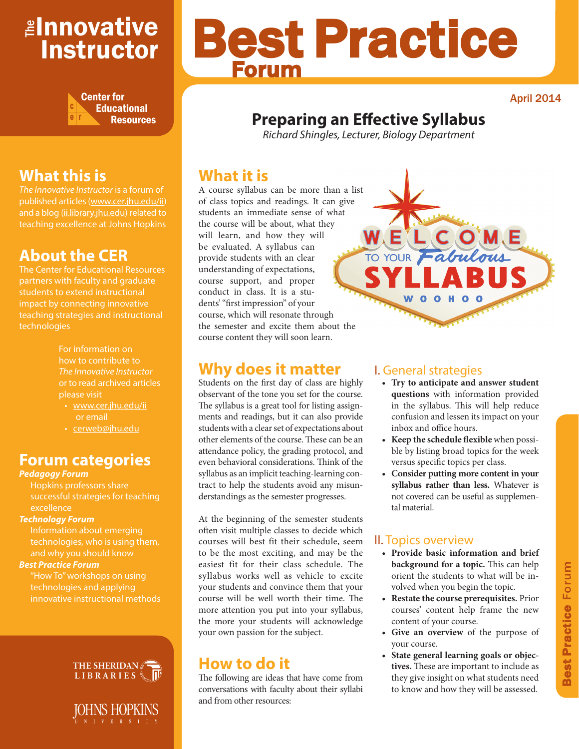# The Innovative Instructor

Center for Educational Resources

# Best Practice Forum

April 2014

## Preparing an Effective Syllabus

*Richard Shingles, Lecturer, Biology Department*

## What this is

*The Innovative Instructor* is a forum of published articles (www.cer.jhu.edu/ii) and a blog (ii.library.jhu.edu) related to teaching excellence at Johns Hopkins

## About the CER

The Center for Educational Resources partners with faculty and graduate students to extend instructional impact by connecting innovative teaching strategies and instructional technologies

For information on how to contribute to *The Innovative Instructor* or to read archived articles please visit

- www.cer.jhu.edu/ii or email
- cerweb@jhu.edu

## Forum categories

***Pedagogy Forum***
Hopkins professors share successful strategies for teaching excellence

***Technology Forum***
Information about emerging technologies, who is using them, and why you should know

***Best Practice Forum***
"How To" workshops on using technologies and applying innovative instructional methods

## What it is

A course syllabus can be more than a list of class topics and readings. It can give students an immediate sense of what the course will be about, what they will learn, and how they will be evaluated. A syllabus can provide students with an clear understanding of expectations, course support, and proper conduct in class. It is a students' "first impression" of your course, which will resonate through the semester and excite them about the course content they will soon learn.

## Why does it matter

Students on the first day of class are highly observant of the tone you set for the course. The syllabus is a great tool for listing assignments and readings, but it can also provide students with a clear set of expectations about other elements of the course. These can be an attendance policy, the grading protocol, and even behavioral considerations. Think of the syllabus as an implicit teaching-learning contract to help the students avoid any misunderstandings as the semester progresses.

At the beginning of the semester students often visit multiple classes to decide which courses will best fit their schedule, seem to be the most exciting, and may be the easiest fit for their class schedule. The syllabus works well as vehicle to excite your students and convince them that your course will be well worth their time. The more attention you put into your syllabus, the more your students will acknowledge your own passion for the subject.

## How to do it

The following are ideas that have come from conversations with faculty about their syllabi and from other resources:

### I. General strategies

- **Try to anticipate and answer student questions** with information provided in the syllabus. This will help reduce confusion and lessen its impact on your inbox and office hours.
- **Keep the schedule flexible** when possible by listing broad topics for the week versus specific topics per class.
- **Consider putting more content in your syllabus rather than less.** Whatever is not covered can be useful as supplemental material.

### II. Topics overview

- **Provide basic information and brief background for a topic.** This can help orient the students to what will be involved when you begin the topic.
- **Restate the course prerequisites.** Prior courses' content help frame the new content of your course.
- **Give an overview** of the purpose of your course.
- **State general learning goals or objectives.** These are important to include as they give insight on what students need to know and how they will be assessed.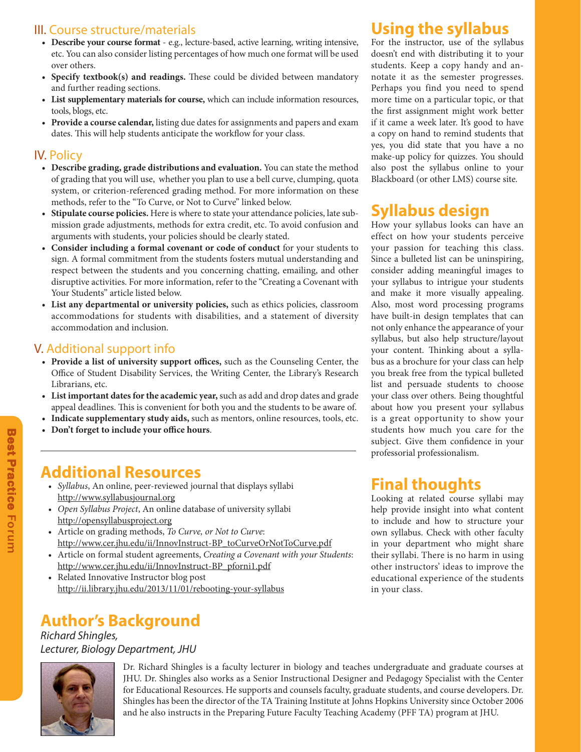## III. Course structure/materials

- **Describe your course format** - e.g., lecture-based, active learning, writing intensive, etc. You can also consider listing percentages of how much one format will be used over others.
- **Specify textbook(s) and readings.** These could be divided between mandatory and further reading sections.
- **List supplementary materials for course,** which can include information resources, tools, blogs, etc.
- **Provide a course calendar,** listing due dates for assignments and papers and exam dates. This will help students anticipate the workflow for your class.

## IV. Policy

- **Describe grading, grade distributions and evaluation.** You can state the method of grading that you will use, whether you plan to use a bell curve, clumping, quota system, or criterion-referenced grading method. For more information on these methods, refer to the "To Curve, or Not to Curve" linked below.
- **Stipulate course policies.** Here is where to state your attendance policies, late submission grade adjustments, methods for extra credit, etc. To avoid confusion and arguments with students, your policies should be clearly stated.
- **Consider including a formal covenant or code of conduct** for your students to sign. A formal commitment from the students fosters mutual understanding and respect between the students and you concerning chatting, emailing, and other disruptive activities. For more information, refer to the "Creating a Covenant with Your Students" article listed below.
- **List any departmental or university policies,** such as ethics policies, classroom accommodations for students with disabilities, and a statement of diversity accommodation and inclusion.

## V. Additional support info

- **Provide a list of university support offices,** such as the Counseling Center, the Office of Student Disability Services, the Writing Center, the Library's Research Librarians, etc.
- **List important dates for the academic year,** such as add and drop dates and grade appeal deadlines. This is convenient for both you and the students to be aware of.
- **Indicate supplementary study aids,** such as mentors, online resources, tools, etc.
- **Don't forget to include your office hours**.

# Using the syllabus

For the instructor, use of the syllabus doesn't end with distributing it to your students. Keep a copy handy and annotate it as the semester progresses. Perhaps you find you need to spend more time on a particular topic, or that the first assignment might work better if it came a week later. It's good to have a copy on hand to remind students that yes, you did state that you have a no make-up policy for quizzes. You should also post the syllabus online to your Blackboard (or other LMS) course site.

# Syllabus design

How your syllabus looks can have an effect on how your students perceive your passion for teaching this class. Since a bulleted list can be uninspiring, consider adding meaningful images to your syllabus to intrigue your students and make it more visually appealing. Also, most word processing programs have built-in design templates that can not only enhance the appearance of your syllabus, but also help structure/layout your content. Thinking about a syllabus as a brochure for your class can help you break free from the typical bulleted list and persuade students to choose your class over others. Being thoughtful about how you present your syllabus is a great opportunity to show your students how much you care for the subject. Give them confidence in your professorial professionalism.

# Final thoughts

Looking at related course syllabi may help provide insight into what content to include and how to structure your own syllabus. Check with other faculty in your department who might share their syllabi. There is no harm in using other instructors' ideas to improve the educational experience of the students in your class.

# Additional Resources

- *Syllabus*, An online, peer-reviewed journal that displays syllabi http://www.syllabusjournal.org
- *Open Syllabus Project*, An online database of university syllabi http://opensyllabusproject.org
- Article on grading methods, *To Curve, or Not to Curve*: http://www.cer.jhu.edu/ii/InnovInstruct-BP_toCurveOrNotToCurve.pdf
- Article on formal student agreements, *Creating a Covenant with your Students*: http://www.cer.jhu.edu/ii/InnovInstruct-BP_pforni1.pdf
- Related Innovative Instructor blog post http://ii.library.jhu.edu/2013/11/01/rebooting-your-syllabus

# Author's Background

*Richard Shingles,*
*Lecturer, Biology Department, JHU*

Dr. Richard Shingles is a faculty lecturer in biology and teaches undergraduate and graduate courses at JHU. Dr. Shingles also works as a Senior Instructional Designer and Pedagogy Specialist with the Center for Educational Resources. He supports and counsels faculty, graduate students, and course developers. Dr. Shingles has been the director of the TA Training Institute at Johns Hopkins University since October 2006 and he also instructs in the Preparing Future Faculty Teaching Academy (PFF TA) program at JHU.